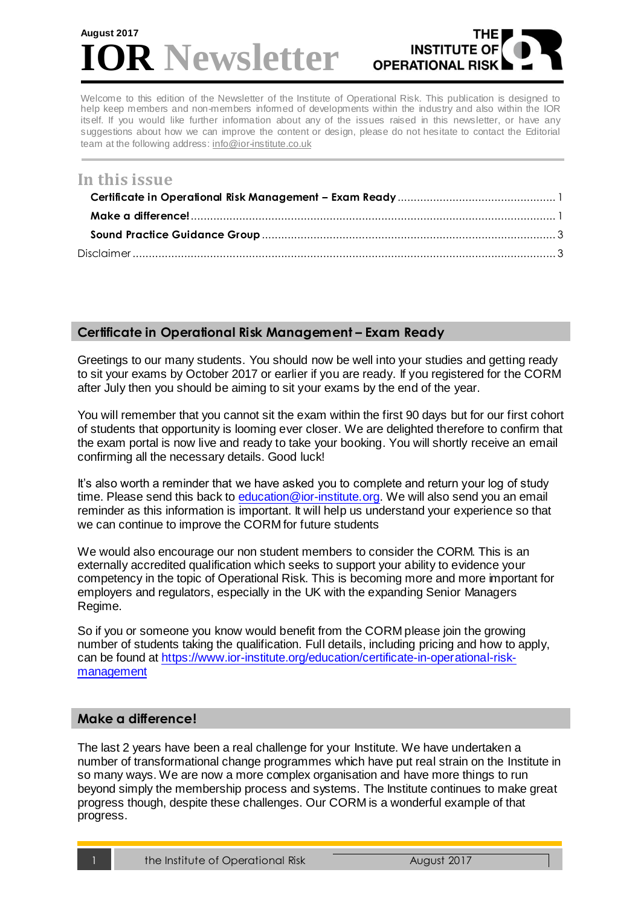August 2017

# IOR Newsletter

THE INSTITUTE OF OPERATIONAL RISK

Welcome to this edition of the Newsletter of the Institute of Operational Risk. This publication is designed to help keep members and non-members informed of developments within the industry and also within the IOR itself. If you would like further information about any of the issues raised in this newsletter, or have any suggestions about how we can improve the content or design, please do not hesitate to contact the Editorial team at the following address: info@ior-institute.co.uk

## In this issue

- **Certificate in Operational Risk Management – Exam Ready** ........ 1
- **Make a difference!** ........ 1
- **Sound Practice Guidance Group** ........ 3
- Disclaimer ........ 3

## Certificate in Operational Risk Management – Exam Ready

Greetings to our many students. You should now be well into your studies and getting ready to sit your exams by October 2017 or earlier if you are ready. If you registered for the CORM after July then you should be aiming to sit your exams by the end of the year.

You will remember that you cannot sit the exam within the first 90 days but for our first cohort of students that opportunity is looming ever closer. We are delighted therefore to confirm that the exam portal is now live and ready to take your booking. You will shortly receive an email confirming all the necessary details. Good luck!

It's also worth a reminder that we have asked you to complete and return your log of study time. Please send this back to education@ior-institute.org. We will also send you an email reminder as this information is important. It will help us understand your experience so that we can continue to improve the CORM for future students

We would also encourage our non student members to consider the CORM. This is an externally accredited qualification which seeks to support your ability to evidence your competency in the topic of Operational Risk. This is becoming more and more important for employers and regulators, especially in the UK with the expanding Senior Managers Regime.

So if you or someone you know would benefit from the CORM please join the growing number of students taking the qualification. Full details, including pricing and how to apply, can be found at https://www.ior-institute.org/education/certificate-in-operational-risk-management

## Make a difference!

The last 2 years have been a real challenge for your Institute. We have undertaken a number of transformational change programmes which have put real strain on the Institute in so many ways. We are now a more complex organisation and have more things to run beyond simply the membership process and systems. The Institute continues to make great progress though, despite these challenges. Our CORM is a wonderful example of that progress.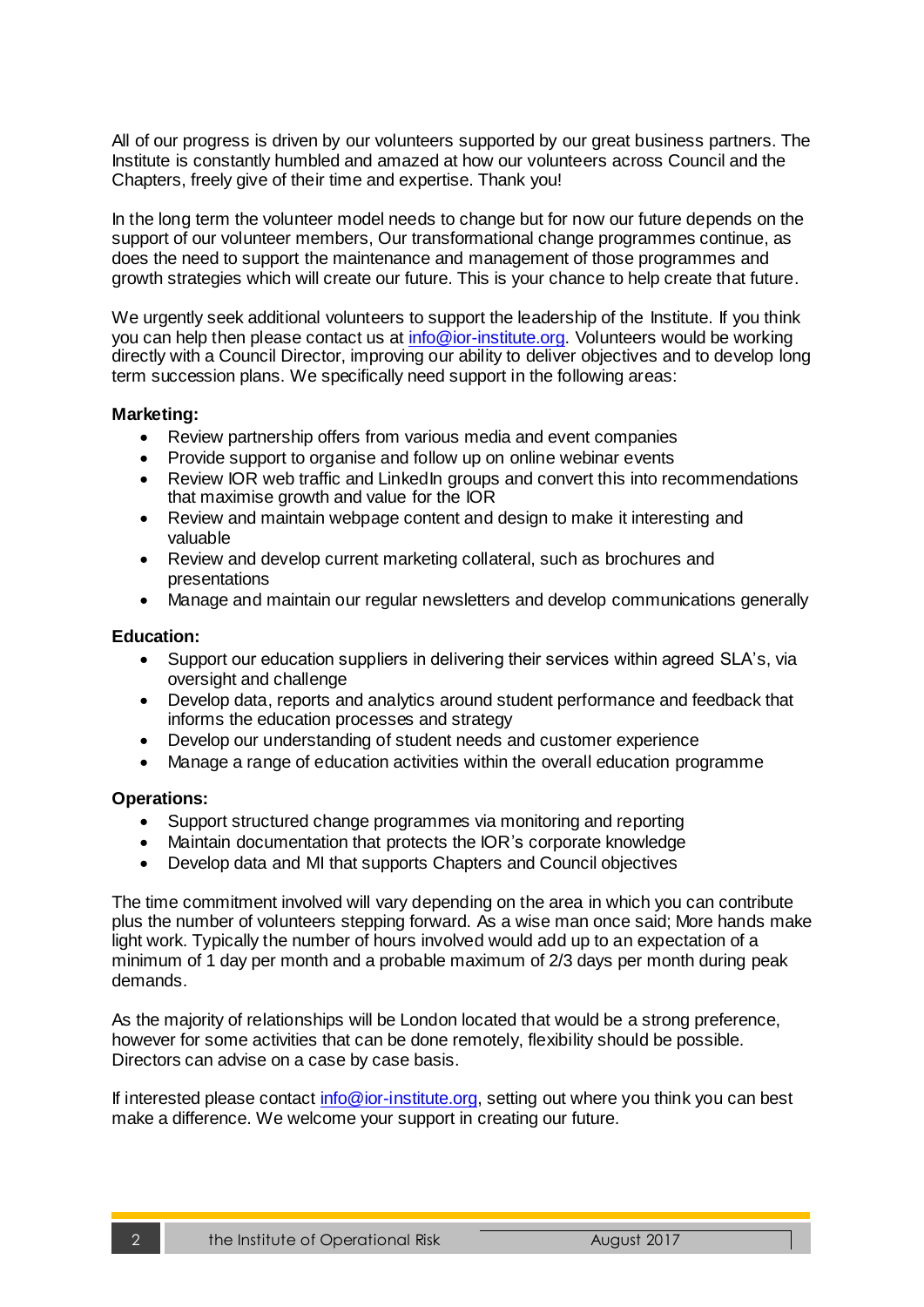All of our progress is driven by our volunteers supported by our great business partners. The Institute is constantly humbled and amazed at how our volunteers across Council and the Chapters, freely give of their time and expertise. Thank you!

In the long term the volunteer model needs to change but for now our future depends on the support of our volunteer members, Our transformational change programmes continue, as does the need to support the maintenance and management of those programmes and growth strategies which will create our future. This is your chance to help create that future.

We urgently seek additional volunteers to support the leadership of the Institute. If you think you can help then please contact us at info@ior-institute.org. Volunteers would be working directly with a Council Director, improving our ability to deliver objectives and to develop long term succession plans. We specifically need support in the following areas:

**Marketing:**

- Review partnership offers from various media and event companies
- Provide support to organise and follow up on online webinar events
- Review IOR web traffic and LinkedIn groups and convert this into recommendations that maximise growth and value for the IOR
- Review and maintain webpage content and design to make it interesting and valuable
- Review and develop current marketing collateral, such as brochures and presentations
- Manage and maintain our regular newsletters and develop communications generally

**Education:**

- Support our education suppliers in delivering their services within agreed SLA's, via oversight and challenge
- Develop data, reports and analytics around student performance and feedback that informs the education processes and strategy
- Develop our understanding of student needs and customer experience
- Manage a range of education activities within the overall education programme

**Operations:**

- Support structured change programmes via monitoring and reporting
- Maintain documentation that protects the IOR's corporate knowledge
- Develop data and MI that supports Chapters and Council objectives

The time commitment involved will vary depending on the area in which you can contribute plus the number of volunteers stepping forward. As a wise man once said; More hands make light work. Typically the number of hours involved would add up to an expectation of a minimum of 1 day per month and a probable maximum of 2/3 days per month during peak demands.

As the majority of relationships will be London located that would be a strong preference, however for some activities that can be done remotely, flexibility should be possible. Directors can advise on a case by case basis.

If interested please contact info@ior-institute.org, setting out where you think you can best make a difference. We welcome your support in creating our future.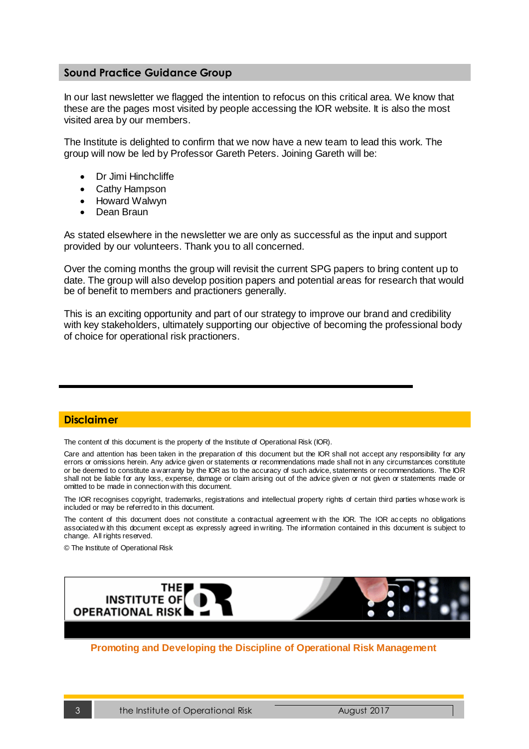## Sound Practice Guidance Group

In our last newsletter we flagged the intention to refocus on this critical area. We know that these are the pages most visited by people accessing the IOR website. It is also the most visited area by our members.

The Institute is delighted to confirm that we now have a new team to lead this work. The group will now be led by Professor Gareth Peters. Joining Gareth will be:

- Dr Jimi Hinchcliffe
- Cathy Hampson
- Howard Walwyn
- Dean Braun

As stated elsewhere in the newsletter we are only as successful as the input and support provided by our volunteers. Thank you to all concerned.

Over the coming months the group will revisit the current SPG papers to bring content up to date. The group will also develop position papers and potential areas for research that would be of benefit to members and practioners generally.

This is an exciting opportunity and part of our strategy to improve our brand and credibility with key stakeholders, ultimately supporting our objective of becoming the professional body of choice for operational risk practioners.

## Disclaimer

The content of this document is the property of the Institute of Operational Risk (IOR).

Care and attention has been taken in the preparation of this document but the IOR shall not accept any responsibility for any errors or omissions herein. Any advice given or statements or recommendations made shall not in any circumstances constitute or be deemed to constitute a warranty by the IOR as to the accuracy of such advice, statements or recommendations. The IOR shall not be liable for any loss, expense, damage or claim arising out of the advice given or not given or statements made or omitted to be made in connection with this document.

The IOR recognises copyright, trademarks, registrations and intellectual property rights of certain third parties whose work is included or may be referred to in this document.

The content of this document does not constitute a contractual agreement with the IOR. The IOR accepts no obligations associated with this document except as expressly agreed in writing. The information contained in this document is subject to change. All rights reserved.

© The Institute of Operational Risk

THE INSTITUTE OF OPERATIONAL RISK

**Promoting and Developing the Discipline of Operational Risk Management**